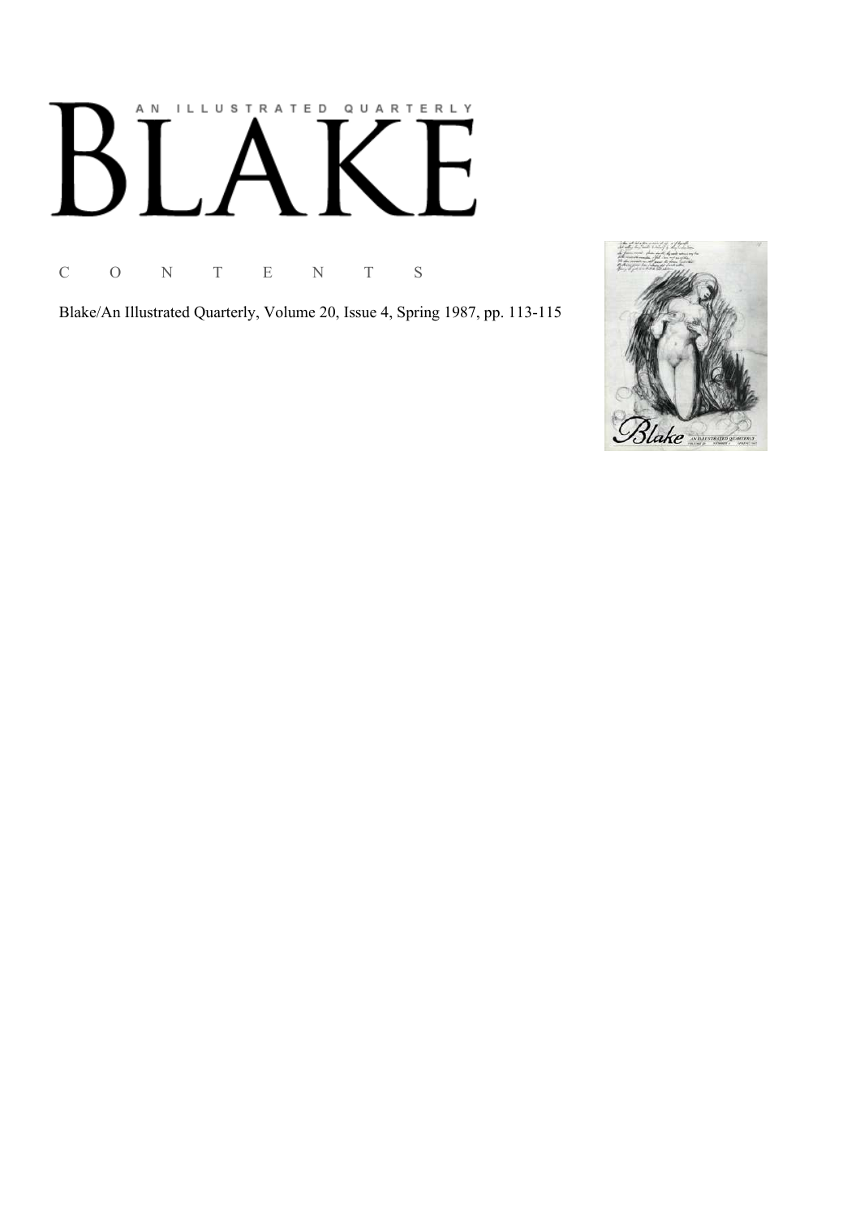AN ILLUSTRATED QUARTERLY

# BLAKE

## C O N T E N T S

Blake/An Illustrated Quarterly, Volume 20, Issue 4, Spring 1987, pp. 113-115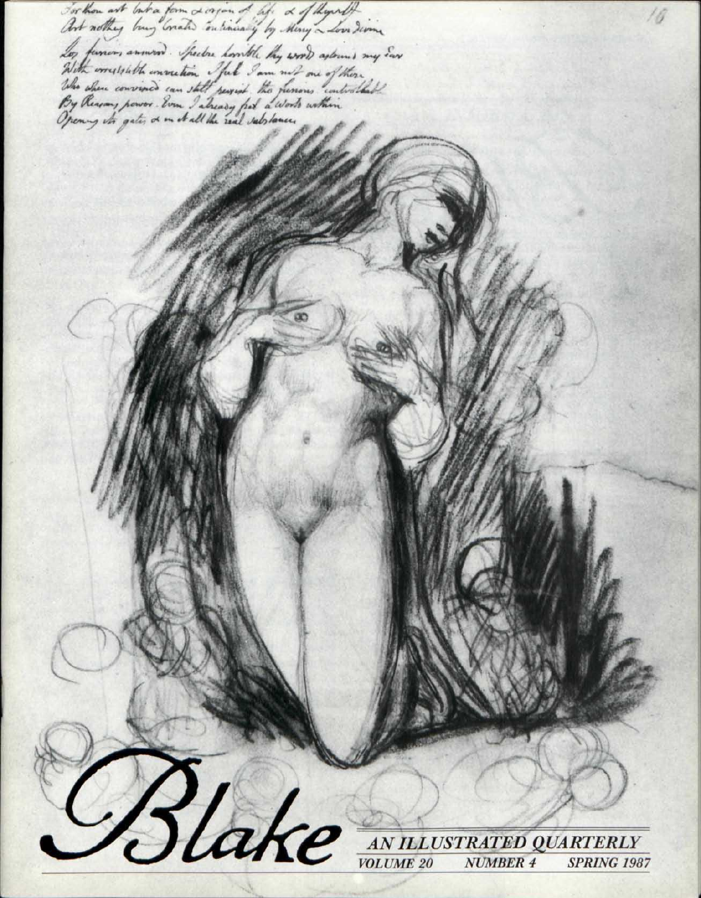# Blake

AN ILLUSTRATED QUARTERLY

VOLUME 20 NUMBER 4 SPRING 1987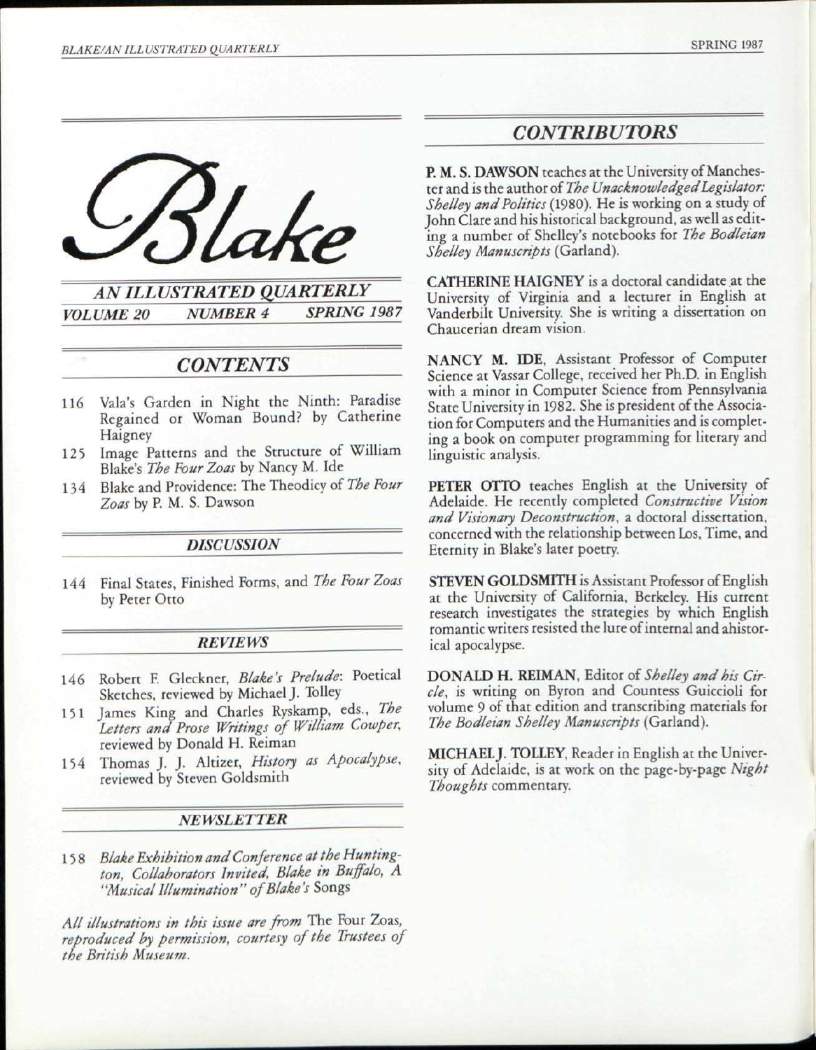# Blake

## AN ILLUSTRATED QUARTERLY

*VOLUME 20 NUMBER 4 SPRING 1987*

## CONTENTS

116 Vala's Garden in Night the Ninth: Paradise Regained or Woman Bound? by Catherine Haigney

125 Image Patterns and the Structure of William Blake's *The Four Zoas* by Nancy M. Ide

134 Blake and Providence: The Theodicy of *The Four Zoas* by P. M. S. Dawson

## DISCUSSION

144 Final States, Finished Forms, and *The Four Zoas* by Peter Otto

## REVIEWS

146 Robert F. Gleckner, *Blake's Prelude*: Poetical Sketches, reviewed by Michael J. Tolley

151 James King and Charles Ryskamp, eds., *The Letters and Prose Writings of William Cowper*, reviewed by Donald H. Reiman

154 Thomas J. J. Altizer, *History as Apocalypse*, reviewed by Steven Goldsmith

## NEWSLETTER

158 *Blake Exhibition and Conference at the Huntington, Collaborators Invited, Blake in Buffalo, A "Musical Illumination" of Blake's* Songs

*All illustrations in this issue are from* The Four Zoas, *reproduced by permission, courtesy of the Trustees of the British Museum.*

## CONTRIBUTORS

**P. M. S. DAWSON** teaches at the University of Manchester and is the author of *The Unacknowledged Legislator: Shelley and Politics* (1980). He is working on a study of John Clare and his historical background, as well as editing a number of Shelley's notebooks for *The Bodleian Shelley Manuscripts* (Garland).

**CATHERINE HAIGNEY** is a doctoral candidate at the University of Virginia and a lecturer in English at Vanderbilt University. She is writing a dissertation on Chaucerian dream vision.

**NANCY M. IDE**, Assistant Professor of Computer Science at Vassar College, received her Ph.D. in English with a minor in Computer Science from Pennsylvania State University in 1982. She is president of the Association for Computers and the Humanities and is completing a book on computer programming for literary and linguistic analysis.

**PETER OTTO** teaches English at the University of Adelaide. He recently completed *Constructive Vision and Visionary Deconstruction*, a doctoral dissertation, concerned with the relationship between Los, Time, and Eternity in Blake's later poetry.

**STEVEN GOLDSMITH** is Assistant Professor of English at the University of California, Berkeley. His current research investigates the strategies by which English romantic writers resisted the lure of internal and ahistorical apocalypse.

**DONALD H. REIMAN**, Editor of *Shelley and his Circle*, is writing on Byron and Countess Guiccioli for volume 9 of that edition and transcribing materials for *The Bodleian Shelley Manuscripts* (Garland).

**MICHAEL J. TOLLEY**, Reader in English at the University of Adelaide, is at work on the page-by-page *Night Thoughts* commentary.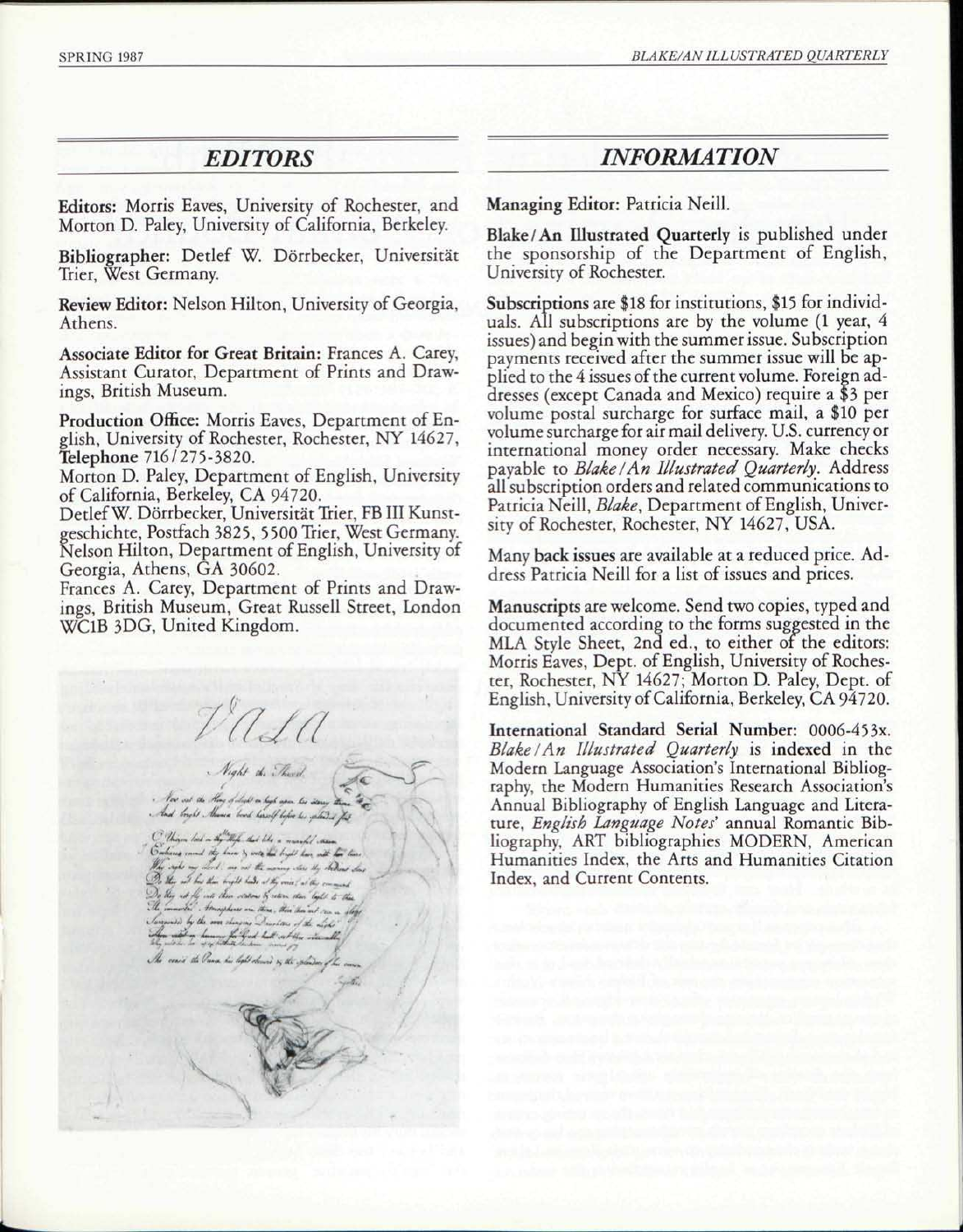## EDITORS

**Editors:** Morris Eaves, University of Rochester, and Morton D. Paley, University of California, Berkeley.

**Bibliographer:** Detlef W. Dörrbecker, Universität Trier, West Germany.

**Review Editor:** Nelson Hilton, University of Georgia, Athens.

**Associate Editor for Great Britain:** Frances A. Carey, Assistant Curator, Department of Prints and Drawings, British Museum.

**Production Office:** Morris Eaves, Department of English, University of Rochester, Rochester, NY 14627, **Telephone** 716/275-3820.

Morton D. Paley, Department of English, University of California, Berkeley, CA 94720.

Detlef W. Dörrbecker, Universität Trier, FB III Kunstgeschichte, Postfach 3825, 5500 Trier, West Germany.

Nelson Hilton, Department of English, University of Georgia, Athens, GA 30602.

Frances A. Carey, Department of Prints and Drawings, British Museum, Great Russell Street, London WC1B 3DG, United Kingdom.

## INFORMATION

**Managing Editor:** Patricia Neill.

**Blake/An Illustrated Quarterly** is published under the sponsorship of the Department of English, University of Rochester.

**Subscriptions** are $18 for institutions, $15 for individuals. All subscriptions are by the volume (1 year, 4 issues) and begin with the summer issue. Subscription payments received after the summer issue will be applied to the 4 issues of the current volume. Foreign addresses (except Canada and Mexico) require a $3 per volume postal surcharge for surface mail, a $10 per volume surcharge for air mail delivery. U.S. currency or international money order necessary. Make checks payable to *Blake/An Illustrated Quarterly*. Address all subscription orders and related communications to Patricia Neill, *Blake*, Department of English, University of Rochester, Rochester, NY 14627, USA.

Many **back issues** are available at a reduced price. Address Patricia Neill for a list of issues and prices.

**Manuscripts** are welcome. Send two copies, typed and documented according to the forms suggested in the MLA Style Sheet, 2nd ed., to either of the editors: Morris Eaves, Dept. of English, University of Rochester, Rochester, NY 14627; Morton D. Paley, Dept. of English, University of California, Berkeley, CA 94720.

**International Standard Serial Number:** 0006-453x. *Blake/An Illustrated Quarterly* is **indexed** in the Modern Language Association's International Bibliography, the Modern Humanities Research Association's Annual Bibliography of English Language and Literature, *English Language Notes*' annual Romantic Bibliography, ART bibliographies MODERN, American Humanities Index, the Arts and Humanities Citation Index, and Current Contents.